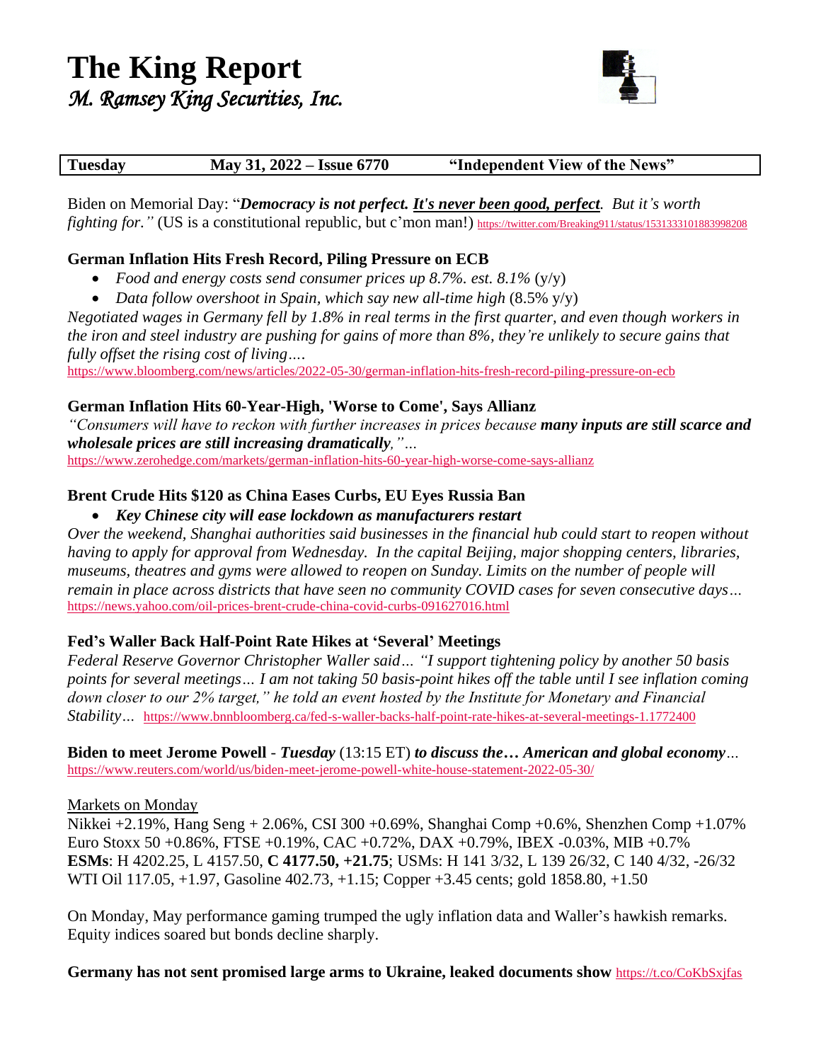# The King Report
*M. Ramsey King Securities, Inc.*

| Tuesday | May 31, 2022 – Issue 6770 | "Independent View of the News" |
|---|---|---|

Biden on Memorial Day: "***Democracy is not perfect. It's never been good, perfect****. But it's worth fighting for."* (US is a constitutional republic, but c'mon man!) https://twitter.com/Breaking911/status/1531333101883998208

**German Inflation Hits Fresh Record, Piling Pressure on ECB**

- *Food and energy costs send consumer prices up 8.7%. est. 8.1%* (y/y)
- *Data follow overshoot in Spain, which say new all-time high* (8.5% y/y)

*Negotiated wages in Germany fell by 1.8% in real terms in the first quarter, and even though workers in the iron and steel industry are pushing for gains of more than 8%, they're unlikely to secure gains that fully offset the rising cost of living….*
https://www.bloomberg.com/news/articles/2022-05-30/german-inflation-hits-fresh-record-piling-pressure-on-ecb

**German Inflation Hits 60-Year-High, 'Worse to Come', Says Allianz**

*"Consumers will have to reckon with further increases in prices because* ***many inputs are still scarce and wholesale prices are still increasing dramatically****,"…*
https://www.zerohedge.com/markets/german-inflation-hits-60-year-high-worse-come-says-allianz

**Brent Crude Hits $120 as China Eases Curbs, EU Eyes Russia Ban**

- ***Key Chinese city will ease lockdown as manufacturers restart***

*Over the weekend, Shanghai authorities said businesses in the financial hub could start to reopen without having to apply for approval from Wednesday. In the capital Beijing, major shopping centers, libraries, museums, theatres and gyms were allowed to reopen on Sunday. Limits on the number of people will remain in place across districts that have seen no community COVID cases for seven consecutive days…*
https://news.yahoo.com/oil-prices-brent-crude-china-covid-curbs-091627016.html

**Fed's Waller Back Half-Point Rate Hikes at 'Several' Meetings**

*Federal Reserve Governor Christopher Waller said… "I support tightening policy by another 50 basis points for several meetings… I am not taking 50 basis-point hikes off the table until I see inflation coming down closer to our 2% target," he told an event hosted by the Institute for Monetary and Financial Stability…* https://www.bnnbloomberg.ca/fed-s-waller-backs-half-point-rate-hikes-at-several-meetings-1.1772400

**Biden to meet Jerome Powell** - ***Tuesday*** (13:15 ET) ***to discuss the… American and global economy****…*
https://www.reuters.com/world/us/biden-meet-jerome-powell-white-house-statement-2022-05-30/

Markets on Monday

Nikkei +2.19%, Hang Seng + 2.06%, CSI 300 +0.69%, Shanghai Comp +0.6%, Shenzhen Comp +1.07%
Euro Stoxx 50 +0.86%, FTSE +0.19%, CAC +0.72%, DAX +0.79%, IBEX -0.03%, MIB +0.7%
**ESMs**: H 4202.25, L 4157.50, **C 4177.50, +21.75**; USMs: H 141 3/32, L 139 26/32, C 140 4/32, -26/32
WTI Oil 117.05, +1.97, Gasoline 402.73, +1.15; Copper +3.45 cents; gold 1858.80, +1.50

On Monday, May performance gaming trumped the ugly inflation data and Waller's hawkish remarks. Equity indices soared but bonds decline sharply.

**Germany has not sent promised large arms to Ukraine, leaked documents show** https://t.co/CoKbSxjfas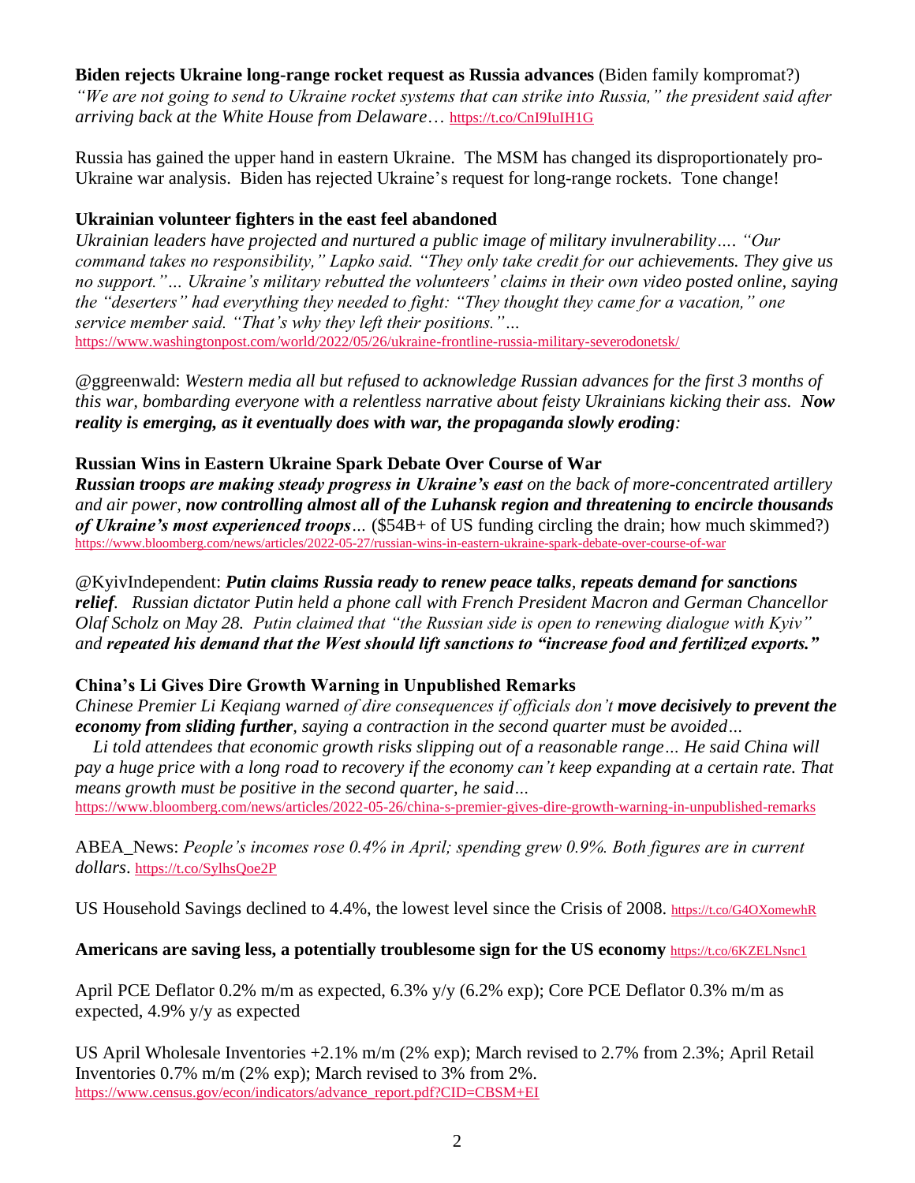**Biden rejects Ukraine long-range rocket request as Russia advances** (Biden family kompromat?)
*"We are not going to send to Ukraine rocket systems that can strike into Russia," the president said after arriving back at the White House from Delaware…* https://t.co/CnI9IuIH1G

Russia has gained the upper hand in eastern Ukraine. The MSM has changed its disproportionately pro-Ukraine war analysis. Biden has rejected Ukraine's request for long-range rockets. Tone change!

**Ukrainian volunteer fighters in the east feel abandoned**
*Ukrainian leaders have projected and nurtured a public image of military invulnerability…. "Our command takes no responsibility," Lapko said. "They only take credit for our achievements. They give us no support."… Ukraine's military rebutted the volunteers' claims in their own video posted online, saying the "deserters" had everything they needed to fight: "They thought they came for a vacation," one service member said. "That's why they left their positions."…*
https://www.washingtonpost.com/world/2022/05/26/ukraine-frontline-russia-military-severodonetsk/

@ggreenwald: *Western media all but refused to acknowledge Russian advances for the first 3 months of this war, bombarding everyone with a relentless narrative about feisty Ukrainians kicking their ass.* ***Now reality is emerging, as it eventually does with war, the propaganda slowly eroding****:*

**Russian Wins in Eastern Ukraine Spark Debate Over Course of War**
***Russian troops are making steady progress in Ukraine's east*** *on the back of more-concentrated artillery and air power,* ***now controlling almost all of the Luhansk region and threatening to encircle thousands of Ukraine's most experienced troops****…* ($54B+ of US funding circling the drain; how much skimmed?)
https://www.bloomberg.com/news/articles/2022-05-27/russian-wins-in-eastern-ukraine-spark-debate-over-course-of-war

@KyivIndependent: ***Putin claims Russia ready to renew peace talks****,* ***repeats demand for sanctions relief****. Russian dictator Putin held a phone call with French President Macron and German Chancellor Olaf Scholz on May 28. Putin claimed that "the Russian side is open to renewing dialogue with Kyiv" and* ***repeated his demand that the West should lift sanctions to "increase food and fertilized exports."***

**China's Li Gives Dire Growth Warning in Unpublished Remarks**
*Chinese Premier Li Keqiang warned of dire consequences if officials don't* ***move decisively to prevent the economy from sliding further****, saying a contraction in the second quarter must be avoided…*
*Li told attendees that economic growth risks slipping out of a reasonable range… He said China will pay a huge price with a long road to recovery if the economy can't keep expanding at a certain rate. That means growth must be positive in the second quarter, he said…*
https://www.bloomberg.com/news/articles/2022-05-26/china-s-premier-gives-dire-growth-warning-in-unpublished-remarks

ABEA_News: *People's incomes rose 0.4% in April; spending grew 0.9%. Both figures are in current dollars*. https://t.co/SylhsQoe2P

US Household Savings declined to 4.4%, the lowest level since the Crisis of 2008. https://t.co/G4OXomewhR

**Americans are saving less, a potentially troublesome sign for the US economy** https://t.co/6KZELNsnc1

April PCE Deflator 0.2% m/m as expected, 6.3% y/y (6.2% exp); Core PCE Deflator 0.3% m/m as expected, 4.9% y/y as expected

US April Wholesale Inventories +2.1% m/m (2% exp); March revised to 2.7% from 2.3%; April Retail Inventories 0.7% m/m (2% exp); March revised to 3% from 2%.
https://www.census.gov/econ/indicators/advance_report.pdf?CID=CBSM+EI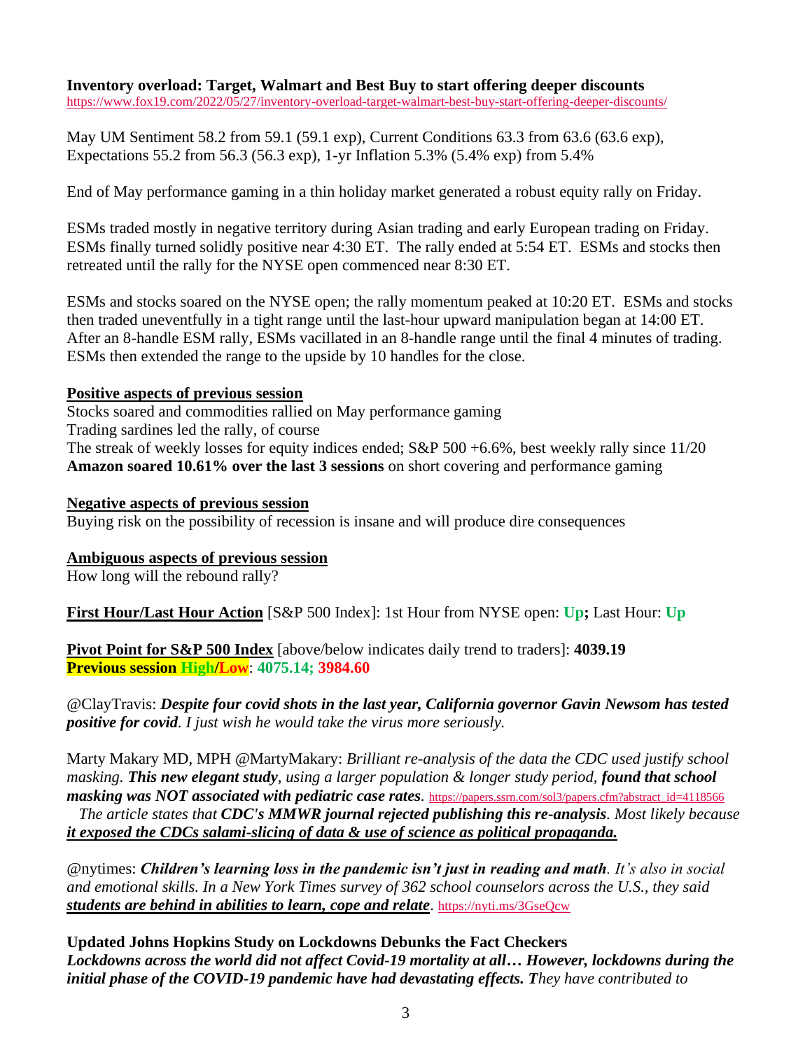**Inventory overload: Target, Walmart and Best Buy to start offering deeper discounts**
https://www.fox19.com/2022/05/27/inventory-overload-target-walmart-best-buy-start-offering-deeper-discounts/

May UM Sentiment 58.2 from 59.1 (59.1 exp), Current Conditions 63.3 from 63.6 (63.6 exp), Expectations 55.2 from 56.3 (56.3 exp), 1-yr Inflation 5.3% (5.4% exp) from 5.4%

End of May performance gaming in a thin holiday market generated a robust equity rally on Friday.

ESMs traded mostly in negative territory during Asian trading and early European trading on Friday. ESMs finally turned solidly positive near 4:30 ET. The rally ended at 5:54 ET. ESMs and stocks then retreated until the rally for the NYSE open commenced near 8:30 ET.

ESMs and stocks soared on the NYSE open; the rally momentum peaked at 10:20 ET. ESMs and stocks then traded uneventfully in a tight range until the last-hour upward manipulation began at 14:00 ET. After an 8-handle ESM rally, ESMs vacillated in an 8-handle range until the final 4 minutes of trading. ESMs then extended the range to the upside by 10 handles for the close.

**Positive aspects of previous session**
Stocks soared and commodities rallied on May performance gaming
Trading sardines led the rally, of course
The streak of weekly losses for equity indices ended; S&P 500 +6.6%, best weekly rally since 11/20
**Amazon soared 10.61% over the last 3 sessions** on short covering and performance gaming

**Negative aspects of previous session**
Buying risk on the possibility of recession is insane and will produce dire consequences

**Ambiguous aspects of previous session**
How long will the rebound rally?

**First Hour/Last Hour Action** [S&P 500 Index]: 1st Hour from NYSE open: **Up;** Last Hour: **Up**

**Pivot Point for S&P 500 Index** [above/below indicates daily trend to traders]: **4039.19**
**Previous session High/Low**: **4075.14; 3984.60**

@ClayTravis: ***Despite four covid shots in the last year, California governor Gavin Newsom has tested positive for covid****. I just wish he would take the virus more seriously.*

Marty Makary MD, MPH @MartyMakary: *Brilliant re-analysis of the data the CDC used justify school masking.* ***This new elegant study****, using a larger population & longer study period,* ***found that school masking was NOT associated with pediatric case rates****.* https://papers.ssrn.com/sol3/papers.cfm?abstract_id=4118566
*The article states that* ***CDC's MMWR journal rejected publishing this re-analysis****. Most likely because* ***it exposed the CDCs salami-slicing of data & use of science as political propaganda.***

@nytimes: ***Children's learning loss in the pandemic isn't just in reading and math****. It's also in social and emotional skills. In a New York Times survey of 362 school counselors across the U.S., they said* ***students are behind in abilities to learn, cope and relate****.* https://nyti.ms/3GseQcw

**Updated Johns Hopkins Study on Lockdowns Debunks the Fact Checkers**
***Lockdowns across the world did not affect Covid-19 mortality at all… However, lockdowns during the initial phase of the COVID-19 pandemic have had devastating effects. T****hey have contributed to*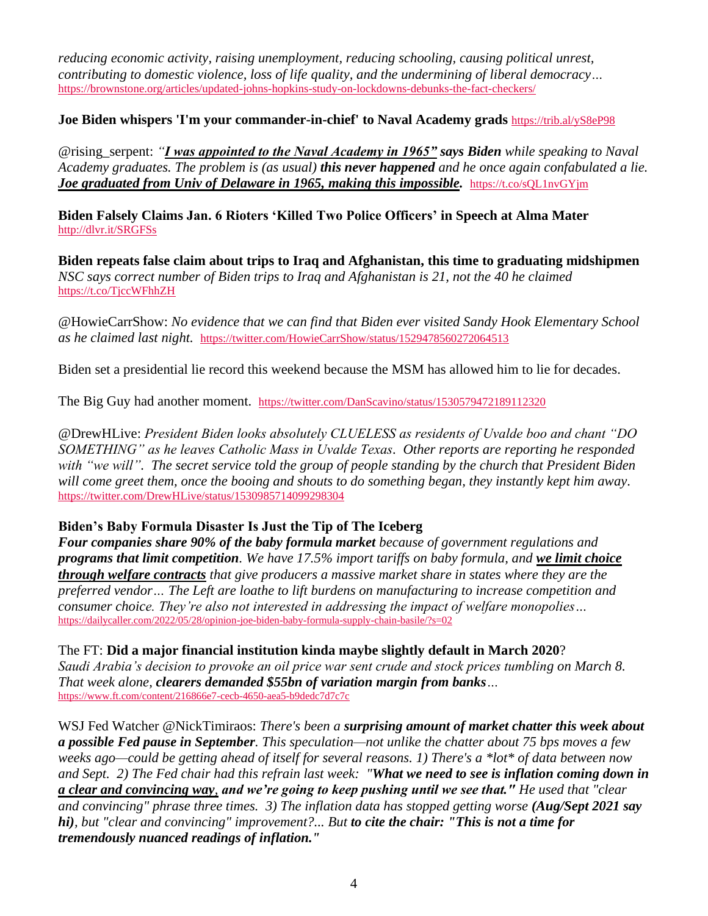*reducing economic activity, raising unemployment, reducing schooling, causing political unrest, contributing to domestic violence, loss of life quality, and the undermining of liberal democracy…*
https://brownstone.org/articles/updated-johns-hopkins-study-on-lockdowns-debunks-the-fact-checkers/

**Joe Biden whispers 'I'm your commander-in-chief' to Naval Academy grads** https://trib.al/yS8eP98

@rising_serpent: *"**I was appointed to the Naval Academy in 1965" says Biden** while speaking to Naval Academy graduates. The problem is (as usual) **this never happened** and he once again confabulated a lie. **Joe graduated from Univ of Delaware in 1965, making this impossible.*** https://t.co/sQL1nvGYjm

**Biden Falsely Claims Jan. 6 Rioters 'Killed Two Police Officers' in Speech at Alma Mater**
http://dlvr.it/SRGFSs

**Biden repeats false claim about trips to Iraq and Afghanistan, this time to graduating midshipmen**
*NSC says correct number of Biden trips to Iraq and Afghanistan is 21, not the 40 he claimed*
https://t.co/TjccWFhhZH

@HowieCarrShow: *No evidence that we can find that Biden ever visited Sandy Hook Elementary School as he claimed last night.* https://twitter.com/HowieCarrShow/status/1529478560272064513

Biden set a presidential lie record this weekend because the MSM has allowed him to lie for decades.

The Big Guy had another moment. https://twitter.com/DanScavino/status/1530579472189112320

@DrewHLive: *President Biden looks absolutely CLUELESS as residents of Uvalde boo and chant "DO SOMETHING" as he leaves Catholic Mass in Uvalde Texas. Other reports are reporting he responded with "we will". The secret service told the group of people standing by the church that President Biden will come greet them, once the booing and shouts to do something began, they instantly kept him away.*
https://twitter.com/DrewHLive/status/1530985714099298304

**Biden's Baby Formula Disaster Is Just the Tip of The Iceberg**
***Four companies share 90% of the baby formula market** because of government regulations and **programs that limit competition**. We have 17.5% import tariffs on baby formula, and **we limit choice through welfare contracts** that give producers a massive market share in states where they are the preferred vendor… The Left are loathe to lift burdens on manufacturing to increase competition and consumer choice. They're also not interested in addressing the impact of welfare monopolies…*
https://dailycaller.com/2022/05/28/opinion-joe-biden-baby-formula-supply-chain-basile/?s=02

The FT: **Did a major financial institution kinda maybe slightly default in March 2020**?
*Saudi Arabia's decision to provoke an oil price war sent crude and stock prices tumbling on March 8. That week alone, **clearers demanded $55bn of variation margin from banks**…*
https://www.ft.com/content/216866e7-cecb-4650-aea5-b9dedc7d7c7c

WSJ Fed Watcher @NickTimiraos: *There's been a **surprising amount of market chatter this week about a possible Fed pause in September**. This speculation—not unlike the chatter about 75 bps moves a few weeks ago—could be getting ahead of itself for several reasons. 1) There's a *lot* of data between now and Sept. 2) The Fed chair had this refrain last week: **"What we need to see is inflation coming down in a clear and convincing way, and we're going to keep pushing until we see that."** He used that "clear and convincing" phrase three times. 3) The inflation data has stopped getting worse **(Aug/Sept 2021 say hi)**, but "clear and convincing" improvement?... But **to cite the chair: "This is not a time for tremendously nuanced readings of inflation."***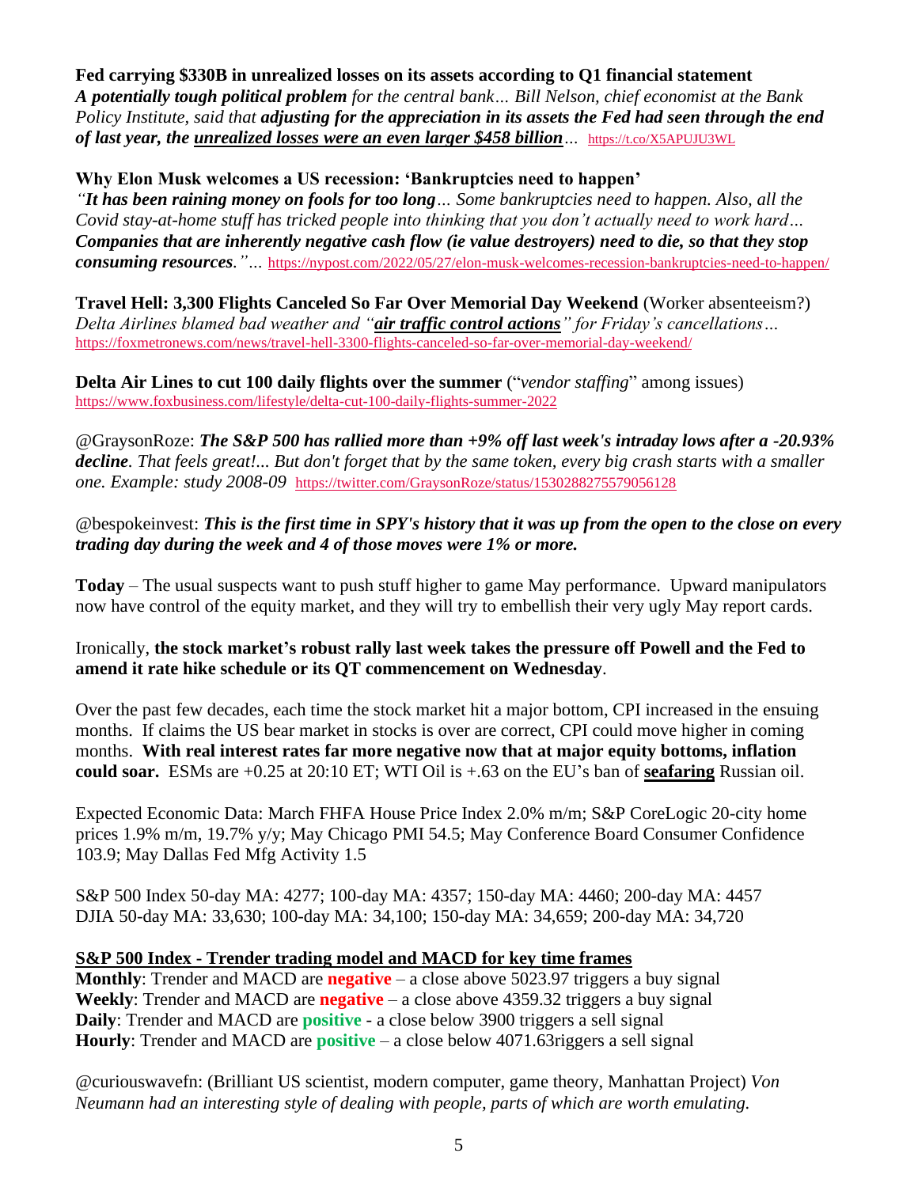**Fed carrying $330B in unrealized losses on its assets according to Q1 financial statement**
***A potentially tough political problem** for the central bank… Bill Nelson, chief economist at the Bank Policy Institute, said that **adjusting for the appreciation in its assets the Fed had seen through the end of last year, the <u>unrealized losses were an even larger $458 billion</u>**…* https://t.co/X5APUJU3WL

**Why Elon Musk welcomes a US recession: 'Bankruptcies need to happen'**
*"**It has been raining money on fools for too long**… Some bankruptcies need to happen. Also, all the Covid stay-at-home stuff has tricked people into thinking that you don't actually need to work hard… **Companies that are inherently negative cash flow (ie value destroyers) need to die, so that they stop consuming resources**."*… https://nypost.com/2022/05/27/elon-musk-welcomes-recession-bankruptcies-need-to-happen/

**Travel Hell: 3,300 Flights Canceled So Far Over Memorial Day Weekend** (Worker absenteeism?)
*Delta Airlines blamed bad weather and "**<u>air traffic control actions</u>**" for Friday's cancellations…*
https://foxmetronews.com/news/travel-hell-3300-flights-canceled-so-far-over-memorial-day-weekend/

**Delta Air Lines to cut 100 daily flights over the summer** ("*vendor staffing*" among issues)
https://www.foxbusiness.com/lifestyle/delta-cut-100-daily-flights-summer-2022

@GraysonRoze: ***The S&P 500 has rallied more than +9% off last week's intraday lows after a -20.93% decline**. That feels great!... But don't forget that by the same token, every big crash starts with a smaller one. Example: study 2008-09* https://twitter.com/GraysonRoze/status/1530288275579056128

@bespokeinvest: ***This is the first time in SPY's history that it was up from the open to the close on every trading day during the week and 4 of those moves were 1% or more.***

**Today** – The usual suspects want to push stuff higher to game May performance. Upward manipulators now have control of the equity market, and they will try to embellish their very ugly May report cards.

Ironically, **the stock market's robust rally last week takes the pressure off Powell and the Fed to amend it rate hike schedule or its QT commencement on Wednesday**.

Over the past few decades, each time the stock market hit a major bottom, CPI increased in the ensuing months. If claims the US bear market in stocks is over are correct, CPI could move higher in coming months. **With real interest rates far more negative now that at major equity bottoms, inflation could soar.** ESMs are +0.25 at 20:10 ET; WTI Oil is +.63 on the EU's ban of **<u>seafaring</u>** Russian oil.

Expected Economic Data: March FHFA House Price Index 2.0% m/m; S&P CoreLogic 20-city home prices 1.9% m/m, 19.7% y/y; May Chicago PMI 54.5; May Conference Board Consumer Confidence 103.9; May Dallas Fed Mfg Activity 1.5

S&P 500 Index 50-day MA: 4277; 100-day MA: 4357; 150-day MA: 4460; 200-day MA: 4457
DJIA 50-day MA: 33,630; 100-day MA: 34,100; 150-day MA: 34,659; 200-day MA: 34,720

**<u>S&P 500 Index - Trender trading model and MACD for key time frames</u>**
**Monthly**: Trender and MACD are **negative** – a close above 5023.97 triggers a buy signal
**Weekly**: Trender and MACD are **negative** – a close above 4359.32 triggers a buy signal
**Daily**: Trender and MACD are **positive** - a close below 3900 triggers a sell signal
**Hourly**: Trender and MACD are **positive** – a close below 4071.63riggers a sell signal

@curiouswavefn: (Brilliant US scientist, modern computer, game theory, Manhattan Project) *Von Neumann had an interesting style of dealing with people, parts of which are worth emulating.*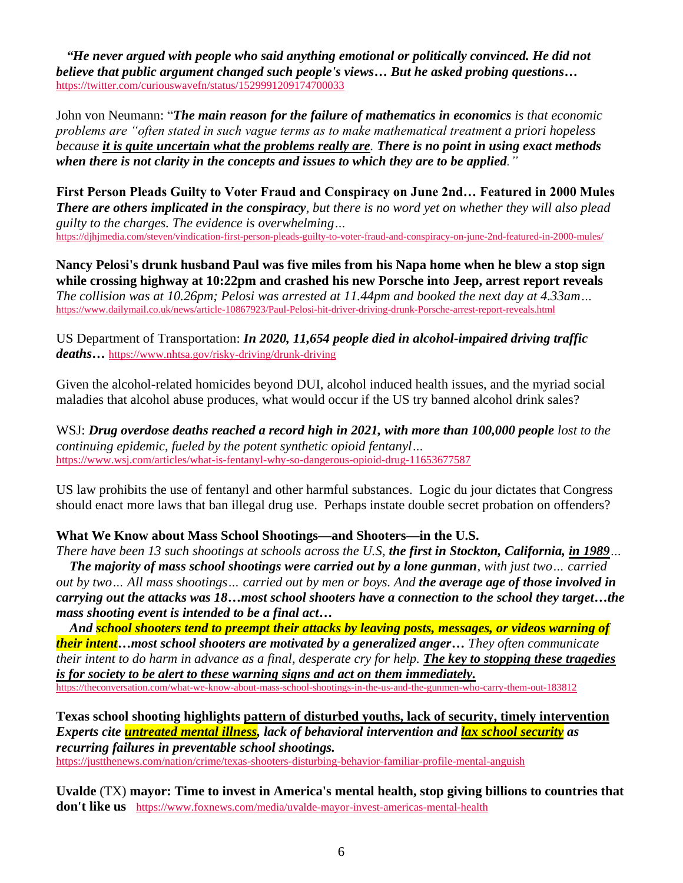***"He never argued with people who said anything emotional or politically convinced. He did not believe that public argument changed such people's views… But he asked probing questions…***
https://twitter.com/curiouswavefn/status/1529991209174700033

John von Neumann: "***The main reason for the failure of mathematics in economics*** *is that economic problems are "often stated in such vague terms as to make mathematical treatment a priori hopeless because* ***<u>it is quite uncertain what the problems really are</u>. There is no point in using exact methods when there is not clarity in the concepts and issues to which they are to be applied****."*

**First Person Pleads Guilty to Voter Fraud and Conspiracy on June 2nd… Featured in 2000 Mules**
***There are others implicated in the conspiracy****, but there is no word yet on whether they will also plead guilty to the charges. The evidence is overwhelming…*
https://djhjmedia.com/steven/vindication-first-person-pleads-guilty-to-voter-fraud-and-conspiracy-on-june-2nd-featured-in-2000-mules/

**Nancy Pelosi's drunk husband Paul was five miles from his Napa home when he blew a stop sign while crossing highway at 10:22pm and crashed his new Porsche into Jeep, arrest report reveals**
*The collision was at 10.26pm; Pelosi was arrested at 11.44pm and booked the next day at 4.33am…*
https://www.dailymail.co.uk/news/article-10867923/Paul-Pelosi-hit-driver-driving-drunk-Porsche-arrest-report-reveals.html

US Department of Transportation: ***In 2020, 11,654 people died in alcohol-impaired driving traffic deaths…*** https://www.nhtsa.gov/risky-driving/drunk-driving

Given the alcohol-related homicides beyond DUI, alcohol induced health issues, and the myriad social maladies that alcohol abuse produces, what would occur if the US try banned alcohol drink sales?

WSJ: ***Drug overdose deaths reached a record high in 2021, with more than 100,000 people*** *lost to the continuing epidemic, fueled by the potent synthetic opioid fentanyl…*
https://www.wsj.com/articles/what-is-fentanyl-why-so-dangerous-opioid-drug-11653677587

US law prohibits the use of fentanyl and other harmful substances. Logic du jour dictates that Congress should enact more laws that ban illegal drug use. Perhaps instate double secret probation on offenders?

**What We Know about Mass School Shootings—and Shooters—in the U.S.**
*There have been 13 such shootings at schools across the U.S,* ***the first in Stockton, California, <u>in 1989</u>****…*
***The majority of mass school shootings were carried out by a lone gunman****, with just two… carried out by two… All mass shootings… carried out by men or boys. And* ***the average age of those involved in carrying out the attacks was 18…most school shooters have a connection to the school they target…the mass shooting event is intended to be a final act…***
***And school shooters tend to preempt their attacks by leaving posts, messages, or videos warning of their intent…most school shooters are motivated by a generalized anger…*** *They often communicate their intent to do harm in advance as a final, desperate cry for help.* ***<u>The key to stopping these tragedies is for society to be alert to these warning signs and act on them immediately.</u>***
https://theconversation.com/what-we-know-about-mass-school-shootings-in-the-us-and-the-gunmen-who-carry-them-out-183812

**Texas school shooting highlights <u>pattern of disturbed youths, lack of security, timely intervention</u>**
***Experts cite <u>untreated mental illness</u>, lack of behavioral intervention and <u>lax school security</u> as recurring failures in preventable school shootings.***
https://justthenews.com/nation/crime/texas-shooters-disturbing-behavior-familiar-profile-mental-anguish

**Uvalde** (TX) **mayor: Time to invest in America's mental health, stop giving billions to countries that don't like us** https://www.foxnews.com/media/uvalde-mayor-invest-americas-mental-health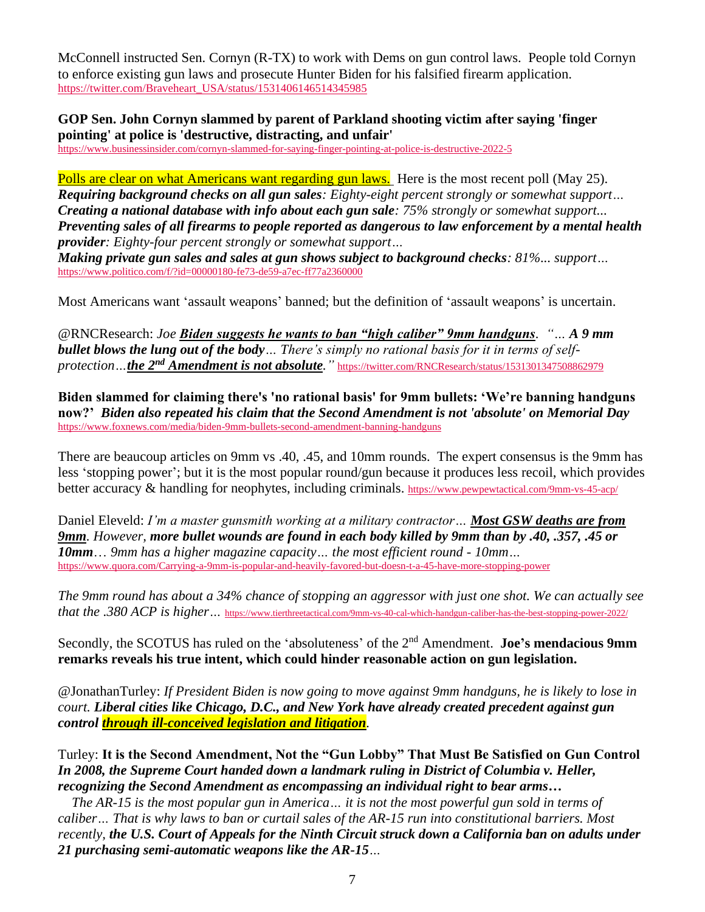McConnell instructed Sen. Cornyn (R-TX) to work with Dems on gun control laws. People told Cornyn to enforce existing gun laws and prosecute Hunter Biden for his falsified firearm application. https://twitter.com/Braveheart_USA/status/1531406146514345985

**GOP Sen. John Cornyn slammed by parent of Parkland shooting victim after saying 'finger pointing' at police is 'destructive, distracting, and unfair'**
https://www.businessinsider.com/cornyn-slammed-for-saying-finger-pointing-at-police-is-destructive-2022-5

Polls are clear on what Americans want regarding gun laws. Here is the most recent poll (May 25).
***Requiring background checks on all gun sales**: Eighty-eight percent strongly or somewhat support…*
***Creating a national database with info about each gun sale**: 75% strongly or somewhat support...*
***Preventing sales of all firearms to people reported as dangerous to law enforcement by a mental health provider**: Eighty-four percent strongly or somewhat support…*
***Making private gun sales and sales at gun shows subject to background checks**: 81%... support…*
https://www.politico.com/f/?id=00000180-fe73-de59-a7ec-ff77a2360000

Most Americans want 'assault weapons' banned; but the definition of 'assault weapons' is uncertain.

@RNCResearch: *Joe **Biden suggests he wants to ban "high caliber" 9mm handguns**. "… **A 9 mm bullet blows the lung out of the body**… There's simply no rational basis for it in terms of self-protection…**the 2nd Amendment is not absolute**."* https://twitter.com/RNCResearch/status/1531301347508862979

**Biden slammed for claiming there's 'no rational basis' for 9mm bullets: 'We're banning handguns now?'** ***Biden also repeated his claim that the Second Amendment is not 'absolute' on Memorial Day***
https://www.foxnews.com/media/biden-9mm-bullets-second-amendment-banning-handguns

There are beaucoup articles on 9mm vs .40, .45, and 10mm rounds. The expert consensus is the 9mm has less 'stopping power'; but it is the most popular round/gun because it produces less recoil, which provides better accuracy & handling for neophytes, including criminals. https://www.pewpewtactical.com/9mm-vs-45-acp/

Daniel Eleveld: *I'm a master gunsmith working at a military contractor… **Most GSW deaths are from 9mm**. However, **more bullet wounds are found in each body killed by 9mm than by .40, .357, .45 or 10mm**… 9mm has a higher magazine capacity… the most efficient round - 10mm…*
https://www.quora.com/Carrying-a-9mm-is-popular-and-heavily-favored-but-doesn-t-a-45-have-more-stopping-power

*The 9mm round has about a 34% chance of stopping an aggressor with just one shot. We can actually see that the .380 ACP is higher…* https://www.tierthreetactical.com/9mm-vs-40-cal-which-handgun-caliber-has-the-best-stopping-power-2022/

Secondly, the SCOTUS has ruled on the 'absoluteness' of the 2nd Amendment. **Joe's mendacious 9mm remarks reveals his true intent, which could hinder reasonable action on gun legislation.**

@JonathanTurley: *If President Biden is now going to move against 9mm handguns, he is likely to lose in court. **Liberal cities like Chicago, D.C., and New York have already created precedent against gun control through ill-conceived legislation and litigation**.*

Turley: **It is the Second Amendment, Not the "Gun Lobby" That Must Be Satisfied on Gun Control**
***In 2008, the Supreme Court handed down a landmark ruling in District of Columbia v. Heller, recognizing the Second Amendment as encompassing an individual right to bear arms…***

*The AR-15 is the most popular gun in America… it is not the most powerful gun sold in terms of caliber… That is why laws to ban or curtail sales of the AR-15 run into constitutional barriers. Most recently, **the U.S. Court of Appeals for the Ninth Circuit struck down a California ban on adults under 21 purchasing semi-automatic weapons like the AR-15**…*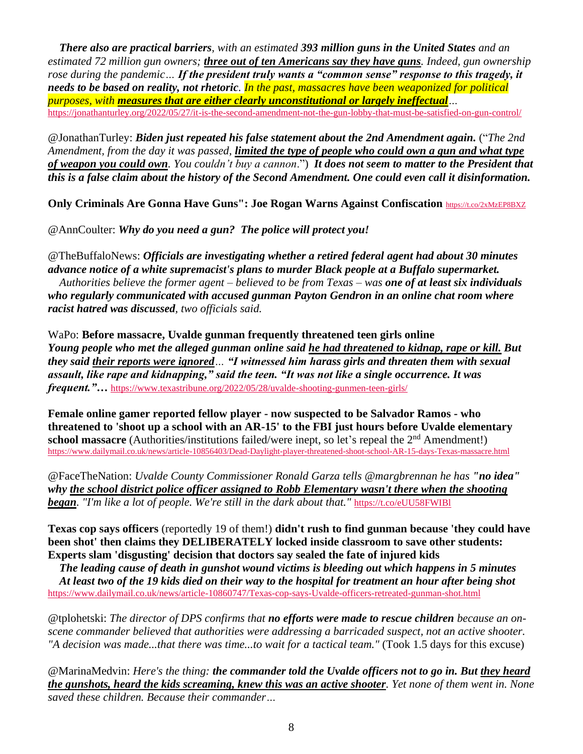*There also are practical barriers, with an estimated **393 million guns in the United States** and an estimated 72 million gun owners; **<u>three out of ten Americans say they have guns</u>**. Indeed, gun ownership rose during the pandemic… **If the president truly wants a "common sense" response to this tragedy, it needs to be based on reality, not rhetoric**. In the past, massacres have been weaponized for political purposes, with **<u>measures that are either clearly unconstitutional or largely ineffectual</u>**…*
https://jonathanturley.org/2022/05/27/it-is-the-second-amendment-not-the-gun-lobby-that-must-be-satisfied-on-gun-control/

@JonathanTurley: ***Biden just repeated his false statement about the 2nd Amendment again.*** ("*The 2nd Amendment, from the day it was passed, **<u>limited the type of people who could own a gun and what type of weapon you could own</u>**. You couldn't buy a cannon*.") ***It does not seem to matter to the President that this is a false claim about the history of the Second Amendment. One could even call it disinformation.***

**Only Criminals Are Gonna Have Guns": Joe Rogan Warns Against Confiscation** https://t.co/2xMzEP8BXZ

@AnnCoulter: ***Why do you need a gun? The police will protect you!***

@TheBuffaloNews: ***Officials are investigating whether a retired federal agent had about 30 minutes advance notice of a white supremacist's plans to murder Black people at a Buffalo supermarket.***
*Authorities believe the former agent – believed to be from Texas – was **one of at least six individuals who regularly communicated with accused gunman Payton Gendron in an online chat room where racist hatred was discussed**, two officials said.*

WaPo: **Before massacre, Uvalde gunman frequently threatened teen girls online**
***Young people who met the alleged gunman online said <u>he had threatened to kidnap, rape or kill.</u> But they said <u>their reports were ignored</u>… "I witnessed him harass girls and threaten them with sexual assault, like rape and kidnapping," said the teen. "It was not like a single occurrence. It was frequent."…*** https://www.texastribune.org/2022/05/28/uvalde-shooting-gunmen-teen-girls/

**Female online gamer reported fellow player - now suspected to be Salvador Ramos - who threatened to 'shoot up a school with an AR-15' to the FBI just hours before Uvalde elementary school massacre** (Authorities/institutions failed/were inept, so let's repeal the 2nd Amendment!)
https://www.dailymail.co.uk/news/article-10856403/Dead-Daylight-player-threatened-shoot-school-AR-15-days-Texas-massacre.html

@FaceTheNation: *Uvalde County Commissioner Ronald Garza tells @margbrennan he has **"no idea" why <u>the school district police officer assigned to Robb Elementary wasn't there when the shooting began</u>**. "I'm like a lot of people. We're still in the dark about that."* https://t.co/eUU58FWIBl

**Texas cop says officers** (reportedly 19 of them!) **didn't rush to find gunman because 'they could have been shot' then claims they DELIBERATELY locked inside classroom to save other students: Experts slam 'disgusting' decision that doctors say sealed the fate of injured kids**
***The leading cause of death in gunshot wound victims is bleeding out which happens in 5 minutes***
***At least two of the 19 kids died on their way to the hospital for treatment an hour after being shot***
https://www.dailymail.co.uk/news/article-10860747/Texas-cop-says-Uvalde-officers-retreated-gunman-shot.html

@tplohetski: *The director of DPS confirms that **no efforts were made to rescue children** because an on-scene commander believed that authorities were addressing a barricaded suspect, not an active shooter. "A decision was made...that there was time...to wait for a tactical team."* (Took 1.5 days for this excuse)

@MarinaMedvin: *Here's the thing: **the commander told the Uvalde officers not to go in. But <u>they heard the gunshots, heard the kids screaming, knew this was an active shooter</u>**. Yet none of them went in. None saved these children. Because their commander…*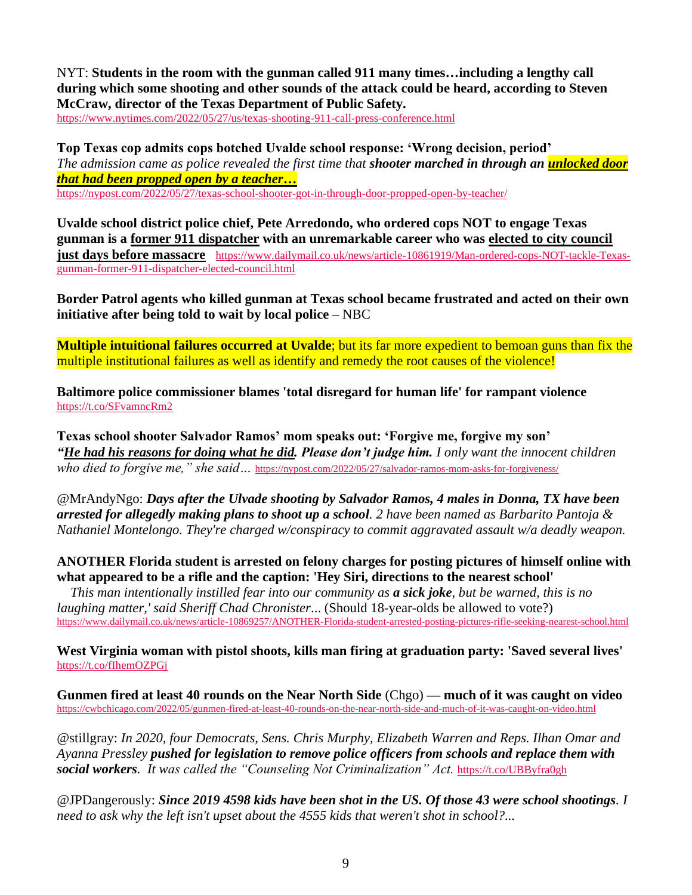NYT: **Students in the room with the gunman called 911 many times…including a lengthy call during which some shooting and other sounds of the attack could be heard, according to Steven McCraw, director of the Texas Department of Public Safety.**
https://www.nytimes.com/2022/05/27/us/texas-shooting-911-call-press-conference.html

**Top Texas cop admits cops botched Uvalde school response: 'Wrong decision, period'**
*The admission came as police revealed the first time that* ***shooter marched in through an unlocked door that had been propped open by a teacher…***
https://nypost.com/2022/05/27/texas-school-shooter-got-in-through-door-propped-open-by-teacher/

**Uvalde school district police chief, Pete Arredondo, who ordered cops NOT to engage Texas gunman is a former 911 dispatcher with an unremarkable career who was elected to city council just days before massacre** https://www.dailymail.co.uk/news/article-10861919/Man-ordered-cops-NOT-tackle-Texas-gunman-former-911-dispatcher-elected-council.html

**Border Patrol agents who killed gunman at Texas school became frustrated and acted on their own initiative after being told to wait by local police** – NBC

**Multiple intuitional failures occurred at Uvalde**; but its far more expedient to bemoan guns than fix the multiple institutional failures as well as identify and remedy the root causes of the violence!

**Baltimore police commissioner blames 'total disregard for human life' for rampant violence**
https://t.co/SFvamncRm2

**Texas school shooter Salvador Ramos' mom speaks out: 'Forgive me, forgive my son'**
***"He had his reasons for doing what he did. Please don't judge him.*** *I only want the innocent children who died to forgive me," she said…* https://nypost.com/2022/05/27/salvador-ramos-mom-asks-for-forgiveness/

@MrAndyNgo: ***Days after the Ulvade shooting by Salvador Ramos, 4 males in Donna, TX have been arrested for allegedly making plans to shoot up a school****. 2 have been named as Barbarito Pantoja & Nathaniel Montelongo. They're charged w/conspiracy to commit aggravated assault w/a deadly weapon.*

**ANOTHER Florida student is arrested on felony charges for posting pictures of himself online with what appeared to be a rifle and the caption: 'Hey Siri, directions to the nearest school'**
*This man intentionally instilled fear into our community as* ***a sick joke****, but be warned, this is no laughing matter,' said Sheriff Chad Chronister...* (Should 18-year-olds be allowed to vote?)
https://www.dailymail.co.uk/news/article-10869257/ANOTHER-Florida-student-arrested-posting-pictures-rifle-seeking-nearest-school.html

**West Virginia woman with pistol shoots, kills man firing at graduation party: 'Saved several lives'**
https://t.co/fIhemOZPGj

**Gunmen fired at least 40 rounds on the Near North Side** (Chgo) **— much of it was caught on video**
https://cwbchicago.com/2022/05/gunmen-fired-at-least-40-rounds-on-the-near-north-side-and-much-of-it-was-caught-on-video.html

@stillgray: *In 2020, four Democrats, Sens. Chris Murphy, Elizabeth Warren and Reps. Ilhan Omar and Ayanna Pressley* ***pushed for legislation to remove police officers from schools and replace them with social workers****. It was called the "Counseling Not Criminalization" Act.* https://t.co/UBByfra0gh

@JPDangerously: ***Since 2019 4598 kids have been shot in the US. Of those 43 were school shootings****. I need to ask why the left isn't upset about the 4555 kids that weren't shot in school?...*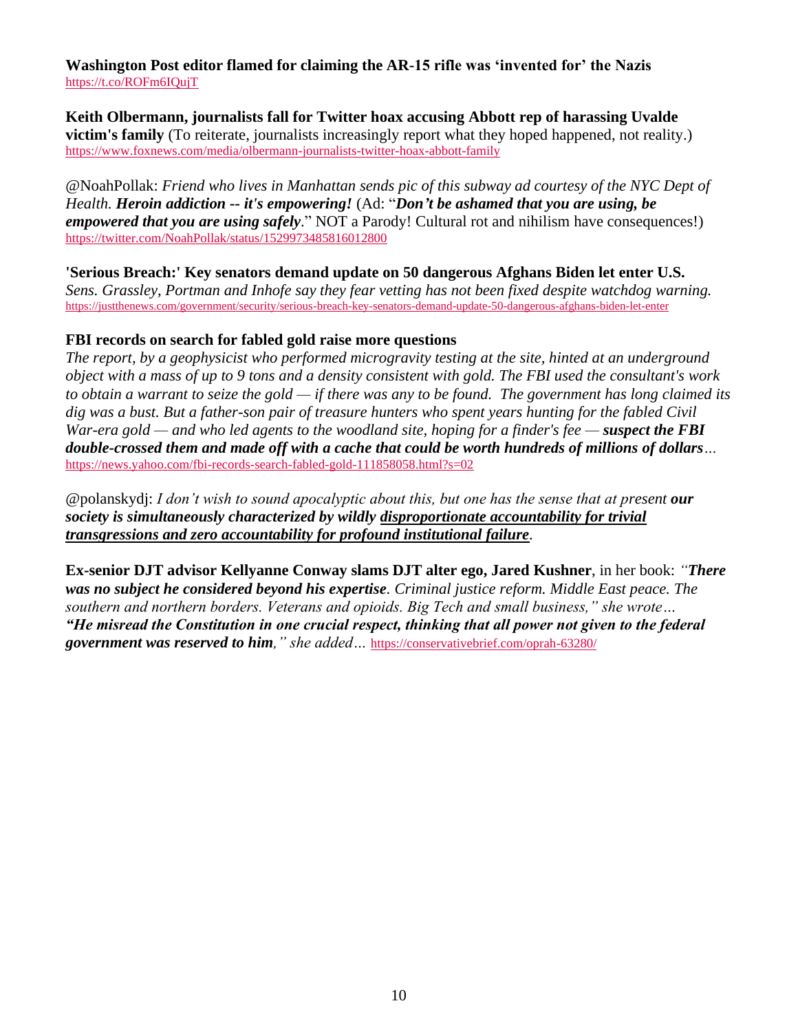**Washington Post editor flamed for claiming the AR-15 rifle was 'invented for' the Nazis**
https://t.co/ROFm6IQujT

**Keith Olbermann, journalists fall for Twitter hoax accusing Abbott rep of harassing Uvalde victim's family** (To reiterate, journalists increasingly report what they hoped happened, not reality.)
https://www.foxnews.com/media/olbermann-journalists-twitter-hoax-abbott-family

@NoahPollak: *Friend who lives in Manhattan sends pic of this subway ad courtesy of the NYC Dept of Health.* ***Heroin addiction -- it's empowering!*** (Ad: "***Don't be ashamed that you are using, be empowered that you are using safely***." NOT a Parody! Cultural rot and nihilism have consequences!)
https://twitter.com/NoahPollak/status/1529973485816012800

**'Serious Breach:' Key senators demand update on 50 dangerous Afghans Biden let enter U.S.**
*Sens. Grassley, Portman and Inhofe say they fear vetting has not been fixed despite watchdog warning.*
https://justthenews.com/government/security/serious-breach-key-senators-demand-update-50-dangerous-afghans-biden-let-enter

**FBI records on search for fabled gold raise more questions**
*The report, by a geophysicist who performed microgravity testing at the site, hinted at an underground object with a mass of up to 9 tons and a density consistent with gold. The FBI used the consultant's work to obtain a warrant to seize the gold — if there was any to be found. The government has long claimed its dig was a bust. But a father-son pair of treasure hunters who spent years hunting for the fabled Civil War-era gold — and who led agents to the woodland site, hoping for a finder's fee —* ***suspect the FBI double-crossed them and made off with a cache that could be worth hundreds of millions of dollars****…*
https://news.yahoo.com/fbi-records-search-fabled-gold-111858058.html?s=02

@polanskydj: *I don't wish to sound apocalyptic about this, but one has the sense that at present* ***our society is simultaneously characterized by wildly <u>disproportionate accountability for trivial transgressions and zero accountability for profound institutional failure</u>****.*

**Ex-senior DJT advisor Kellyanne Conway slams DJT alter ego, Jared Kushner**, in her book: *"****There was no subject he considered beyond his expertise****. Criminal justice reform. Middle East peace. The southern and northern borders. Veterans and opioids. Big Tech and small business," she wrote…* ***"He misread the Constitution in one crucial respect, thinking that all power not given to the federal government was reserved to him****," she added…* https://conservativebrief.com/oprah-63280/